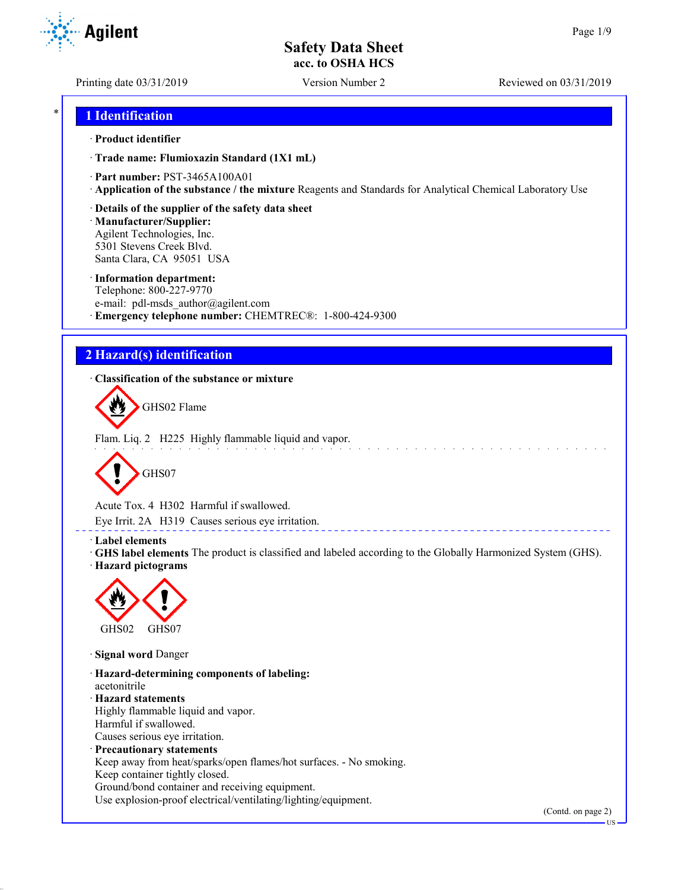# Safety Data Sheet
**acc. to OSHA HCS**

Printing date 03/31/2019 Version Number 2 Reviewed on 03/31/2019

## 1 Identification

· **Product identifier**

· **Trade name: Flumioxazin Standard (1X1 mL)**

· **Part number:** PST-3465A100A01

· **Application of the substance / the mixture** Reagents and Standards for Analytical Chemical Laboratory Use

· **Details of the supplier of the safety data sheet**

· **Manufacturer/Supplier:**
Agilent Technologies, Inc.
5301 Stevens Creek Blvd.
Santa Clara, CA 95051 USA

· **Information department:**
Telephone: 800-227-9770
e-mail: pdl-msds_author@agilent.com

· **Emergency telephone number:** CHEMTREC®: 1-800-424-9300

## 2 Hazard(s) identification

· **Classification of the substance or mixture**

GHS02 Flame

Flam. Liq. 2 H225 Highly flammable liquid and vapor.

GHS07

Acute Tox. 4 H302 Harmful if swallowed.

Eye Irrit. 2A H319 Causes serious eye irritation.

· **Label elements**

· **GHS label elements** The product is classified and labeled according to the Globally Harmonized System (GHS).

· **Hazard pictograms**

GHS02 GHS07

· **Signal word** Danger

· **Hazard-determining components of labeling:**
acetonitrile

· **Hazard statements**
Highly flammable liquid and vapor.
Harmful if swallowed.
Causes serious eye irritation.

· **Precautionary statements**
Keep away from heat/sparks/open flames/hot surfaces. - No smoking.
Keep container tightly closed.
Ground/bond container and receiving equipment.
Use explosion-proof electrical/ventilating/lighting/equipment.

(Contd. on page 2)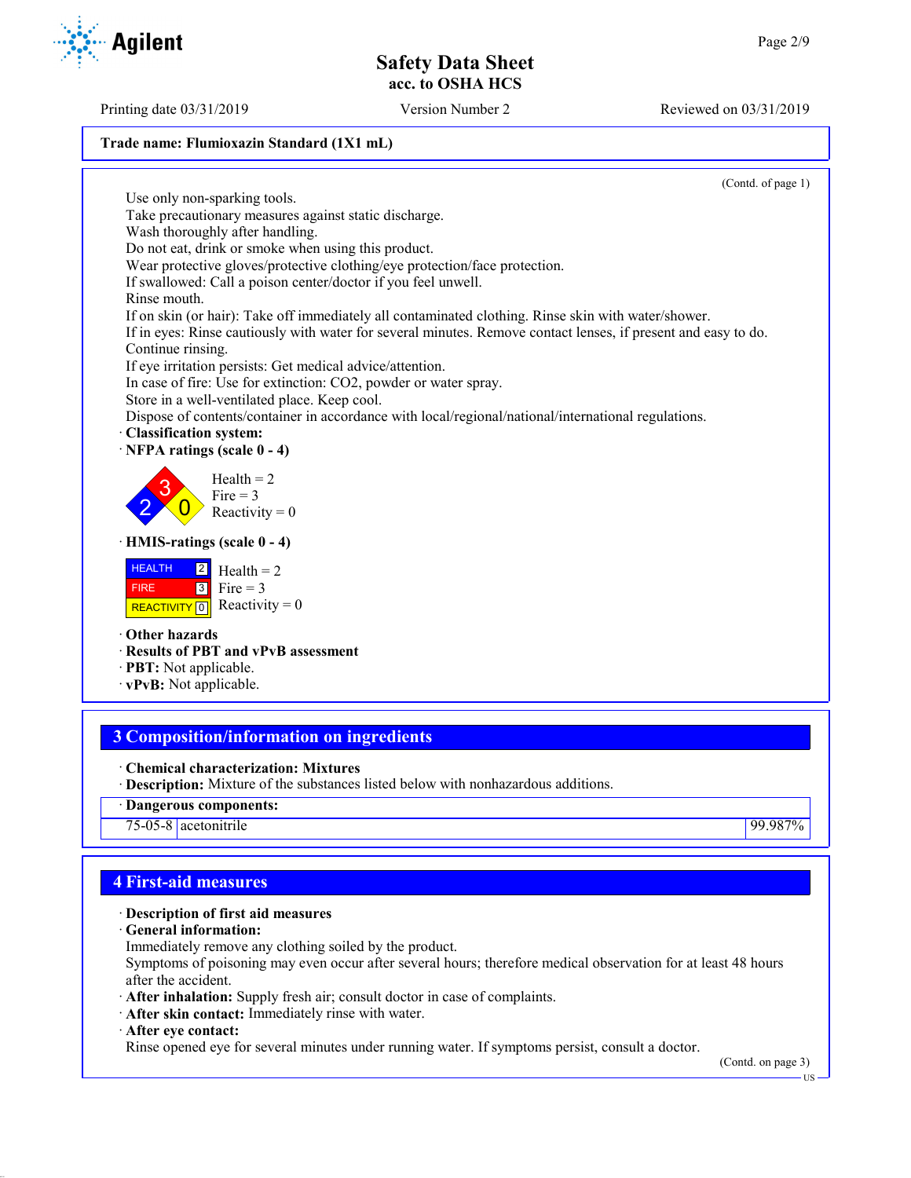Trade name: Flumioxazin Standard (1X1 mL)

(Contd. of page 1)

Use only non-sparking tools.
Take precautionary measures against static discharge.
Wash thoroughly after handling.
Do not eat, drink or smoke when using this product.
Wear protective gloves/protective clothing/eye protection/face protection.
If swallowed: Call a poison center/doctor if you feel unwell.
Rinse mouth.
If on skin (or hair): Take off immediately all contaminated clothing. Rinse skin with water/shower.
If in eyes: Rinse cautiously with water for several minutes. Remove contact lenses, if present and easy to do. Continue rinsing.
If eye irritation persists: Get medical advice/attention.
In case of fire: Use for extinction: CO2, powder or water spray.
Store in a well-ventilated place. Keep cool.
Dispose of contents/container in accordance with local/regional/national/international regulations.

· **Classification system:**

· **NFPA ratings (scale 0 - 4)**

Health = 2
Fire = 3
Reactivity = 0

· **HMIS-ratings (scale 0 - 4)**

| | | |
|---|---|---|
| HEALTH | 2 | Health = 2 |
| FIRE | 3 | Fire = 3 |
| REACTIVITY | 0 | Reactivity = 0 |

· **Other hazards**
· **Results of PBT and vPvB assessment**
· **PBT:** Not applicable.
· **vPvB:** Not applicable.

## 3 Composition/information on ingredients

· **Chemical characterization: Mixtures**
· **Description:** Mixture of the substances listed below with nonhazardous additions.

| · Dangerous components: | | |
|---|---|---|
| 75-05-8 | acetonitrile | 99.987% |

## 4 First-aid measures

· **Description of first aid measures**
· **General information:**
Immediately remove any clothing soiled by the product.
Symptoms of poisoning may even occur after several hours; therefore medical observation for at least 48 hours after the accident.
· **After inhalation:** Supply fresh air; consult doctor in case of complaints.
· **After skin contact:** Immediately rinse with water.
· **After eye contact:**
Rinse opened eye for several minutes under running water. If symptoms persist, consult a doctor.

(Contd. on page 3)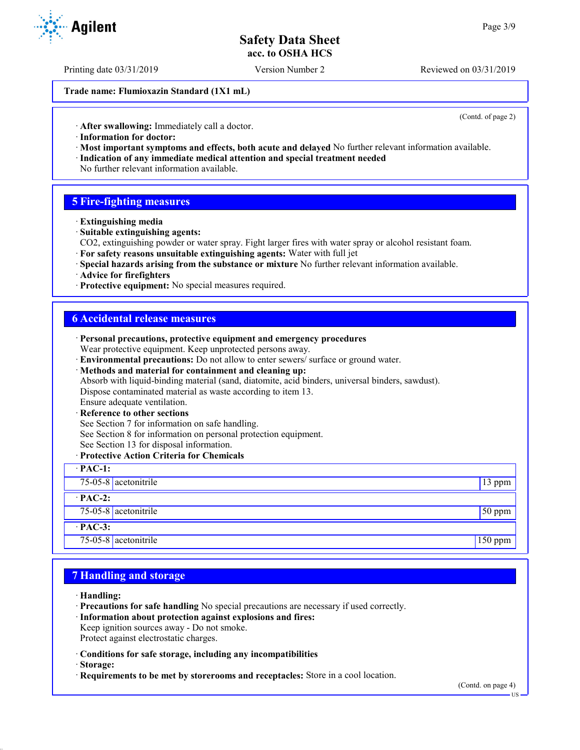Trade name: Flumioxazin Standard (1X1 mL)

(Contd. of page 2)

· **After swallowing:** Immediately call a doctor.
· **Information for doctor:**
· **Most important symptoms and effects, both acute and delayed** No further relevant information available.
· **Indication of any immediate medical attention and special treatment needed**
No further relevant information available.

## 5 Fire-fighting measures

· **Extinguishing media**
· **Suitable extinguishing agents:**
$CO_2$, extinguishing powder or water spray. Fight larger fires with water spray or alcohol resistant foam.
· **For safety reasons unsuitable extinguishing agents:** Water with full jet
· **Special hazards arising from the substance or mixture** No further relevant information available.
· **Advice for firefighters**
· **Protective equipment:** No special measures required.

## 6 Accidental release measures

· **Personal precautions, protective equipment and emergency procedures**
Wear protective equipment. Keep unprotected persons away.
· **Environmental precautions:** Do not allow to enter sewers/ surface or ground water.
· **Methods and material for containment and cleaning up:**
Absorb with liquid-binding material (sand, diatomite, acid binders, universal binders, sawdust).
Dispose contaminated material as waste according to item 13.
Ensure adequate ventilation.
· **Reference to other sections**
See Section 7 for information on safe handling.
See Section 8 for information on personal protection equipment.
See Section 13 for disposal information.
· **Protective Action Criteria for Chemicals**

| · **PAC-1:** | | |
|---|---|---|
| 75-05-8 | acetonitrile | 13 ppm |
| · **PAC-2:** | | |
| 75-05-8 | acetonitrile | 50 ppm |
| · **PAC-3:** | | |
| 75-05-8 | acetonitrile | 150 ppm |

## 7 Handling and storage

· **Handling:**
· **Precautions for safe handling** No special precautions are necessary if used correctly.
· **Information about protection against explosions and fires:**
Keep ignition sources away - Do not smoke.
Protect against electrostatic charges.

· **Conditions for safe storage, including any incompatibilities**
· **Storage:**
· **Requirements to be met by storerooms and receptacles:** Store in a cool location.

(Contd. on page 4)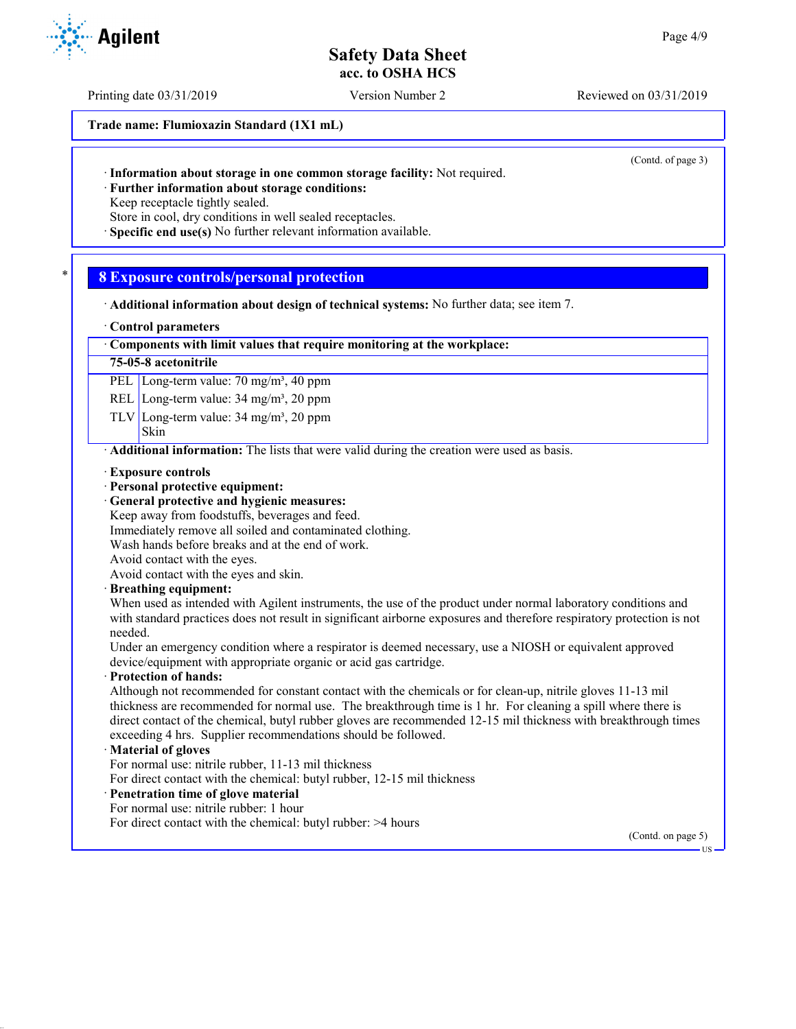Trade name: Flumioxazin Standard (1X1 mL)

(Contd. of page 3)

· **Information about storage in one common storage facility:** Not required.
· **Further information about storage conditions:**
Keep receptacle tightly sealed.
Store in cool, dry conditions in well sealed receptacles.
· **Specific end use(s)** No further relevant information available.

## 8 Exposure controls/personal protection

· **Additional information about design of technical systems:** No further data; see item 7.

· **Control parameters**

| · Components with limit values that require monitoring at the workplace: | |
|---|---|
| **75-05-8 acetonitrile** | |
| PEL | Long-term value: 70 mg/m³, 40 ppm |
| REL | Long-term value: 34 mg/m³, 20 ppm |
| TLV | Long-term value: 34 mg/m³, 20 ppm<br>Skin |

· **Additional information:** The lists that were valid during the creation were used as basis.

· **Exposure controls**
· **Personal protective equipment:**
· **General protective and hygienic measures:**
Keep away from foodstuffs, beverages and feed.
Immediately remove all soiled and contaminated clothing.
Wash hands before breaks and at the end of work.
Avoid contact with the eyes.
Avoid contact with the eyes and skin.
· **Breathing equipment:**
When used as intended with Agilent instruments, the use of the product under normal laboratory conditions and with standard practices does not result in significant airborne exposures and therefore respiratory protection is not needed.
Under an emergency condition where a respirator is deemed necessary, use a NIOSH or equivalent approved device/equipment with appropriate organic or acid gas cartridge.
· **Protection of hands:**
Although not recommended for constant contact with the chemicals or for clean-up, nitrile gloves 11-13 mil thickness are recommended for normal use. The breakthrough time is 1 hr. For cleaning a spill where there is direct contact of the chemical, butyl rubber gloves are recommended 12-15 mil thickness with breakthrough times exceeding 4 hrs. Supplier recommendations should be followed.
· **Material of gloves**
For normal use: nitrile rubber, 11-13 mil thickness
For direct contact with the chemical: butyl rubber, 12-15 mil thickness
· **Penetration time of glove material**
For normal use: nitrile rubber: 1 hour
For direct contact with the chemical: butyl rubber: >4 hours

(Contd. on page 5)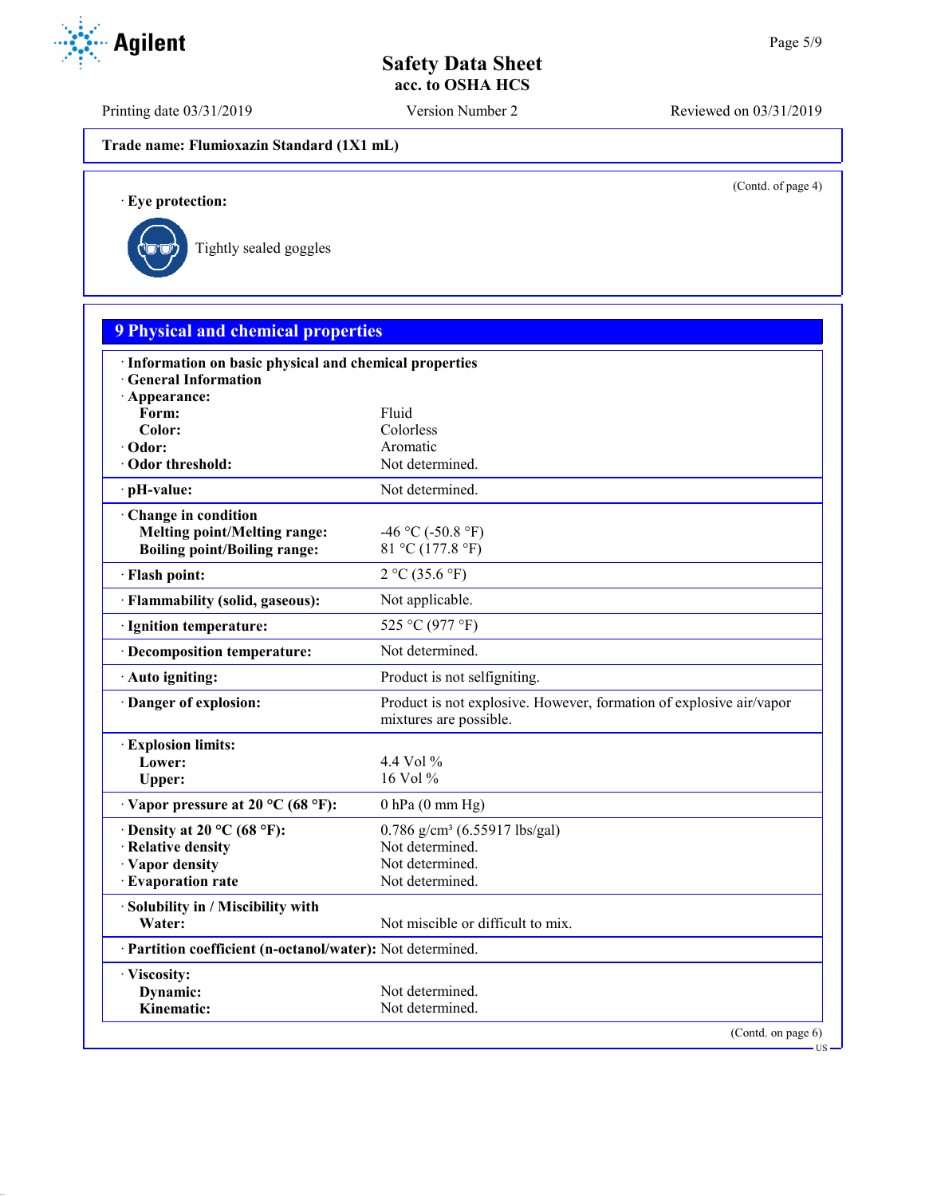**Trade name: Flumioxazin Standard (1X1 mL)**

(Contd. of page 4)

· **Eye protection:**

Tightly sealed goggles

## 9 Physical and chemical properties

| | |
|---|---|
| · **Information on basic physical and chemical properties** | |
| · **General Information** | |
| · **Appearance:** | |
| **Form:** | Fluid |
| **Color:** | Colorless |
| · **Odor:** | Aromatic |
| · **Odor threshold:** | Not determined. |
| · **pH-value:** | Not determined. |
| · **Change in condition** | |
| **Melting point/Melting range:** | -46 °C (-50.8 °F) |
| **Boiling point/Boiling range:** | 81 °C (177.8 °F) |
| · **Flash point:** | 2 °C (35.6 °F) |
| · **Flammability (solid, gaseous):** | Not applicable. |
| · **Ignition temperature:** | 525 °C (977 °F) |
| · **Decomposition temperature:** | Not determined. |
| · **Auto igniting:** | Product is not selfigniting. |
| · **Danger of explosion:** | Product is not explosive. However, formation of explosive air/vapor mixtures are possible. |
| · **Explosion limits:** | |
| **Lower:** | 4.4 Vol % |
| **Upper:** | 16 Vol % |
| · **Vapor pressure at 20 °C (68 °F):** | 0 hPa (0 mm Hg) |
| · **Density at 20 °C (68 °F):** | 0.786 g/cm³ (6.55917 lbs/gal) |
| · **Relative density** | Not determined. |
| · **Vapor density** | Not determined. |
| · **Evaporation rate** | Not determined. |
| · **Solubility in / Miscibility with** | |
| **Water:** | Not miscible or difficult to mix. |
| · **Partition coefficient (n-octanol/water):** | Not determined. |
| · **Viscosity:** | |
| **Dynamic:** | Not determined. |
| **Kinematic:** | Not determined. |

(Contd. on page 6)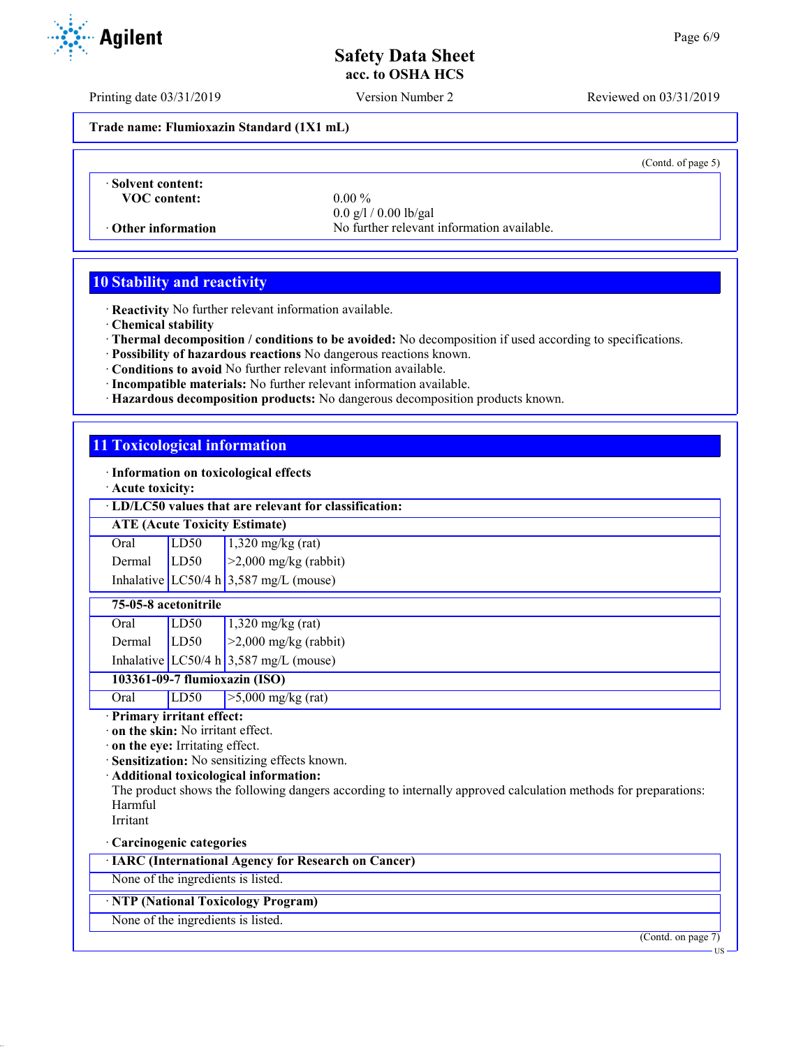Trade name: Flumioxazin Standard (1X1 mL)

(Contd. of page 5)

· **Solent content:**

| | |
|---|---|
| **VOC content:** | 0.00 % |
| | 0.0 g/l / 0.00 lb/gal |
| · **Other information** | No further relevant information available. |

## 10 Stability and reactivity

· **Reactivity** No further relevant information available.
· **Chemical stability**
· **Thermal decomposition / conditions to be avoided:** No decomposition if used according to specifications.
· **Possibility of hazardous reactions** No dangerous reactions known.
· **Conditions to avoid** No further relevant information available.
· **Incompatible materials:** No further relevant information available.
· **Hazardous decomposition products:** No dangerous decomposition products known.

## 11 Toxicological information

· **Information on toxicological effects**
· **Acute toxicity:**

| · **LD/LC50 values that are relevant for classification:** | | |
|---|---|---|
| **ATE (Acute Toxicity Estimate)** | | |
| Oral | LD50 | 1,320 mg/kg (rat) |
| Dermal | LD50 | >2,000 mg/kg (rabbit) |
| Inhalative | LC50/4 h | 3,587 mg/L (mouse) |
| **75-05-8 acetonitrile** | | |
| Oral | LD50 | 1,320 mg/kg (rat) |
| Dermal | LD50 | >2,000 mg/kg (rabbit) |
| Inhalative | LC50/4 h | 3,587 mg/L (mouse) |
| **103361-09-7 flumioxazin (ISO)** | | |
| Oral | LD50 | >5,000 mg/kg (rat) |

· **Primary irritant effect:**
· **on the skin:** No irritant effect.
· **on the eye:** Irritating effect.
· **Sensitization:** No sensitizing effects known.
· **Additional toxicological information:**
The product shows the following dangers according to internally approved calculation methods for preparations:
Harmful
Irritant

· **Carcinogenic categories**

| · **IARC (International Agency for Research on Cancer)** |
|---|
| None of the ingredients is listed. |

| · **NTP (National Toxicology Program)** |
|---|
| None of the ingredients is listed. |

(Contd. on page 7)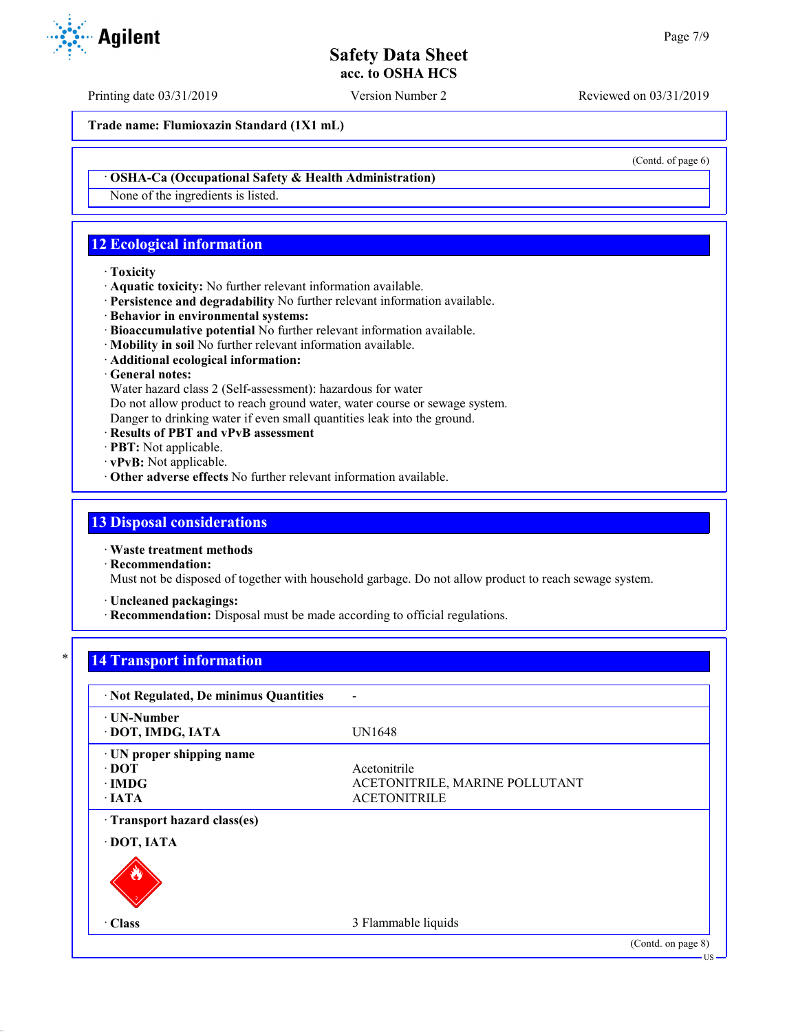Trade name: Flumioxazin Standard (1X1 mL)

(Contd. of page 6)

· **OSHA-Ca (Occupational Safety & Health Administration)**

None of the ingredients is listed.

## 12 Ecological information

· **Toxicity**
· **Aquatic toxicity:** No further relevant information available.
· **Persistence and degradability** No further relevant information available.
· **Behavior in environmental systems:**
· **Bioaccumulative potential** No further relevant information available.
· **Mobility in soil** No further relevant information available.
· **Additional ecological information:**
· **General notes:**
Water hazard class 2 (Self-assessment): hazardous for water
Do not allow product to reach ground water, water course or sewage system.
Danger to drinking water if even small quantities leak into the ground.
· **Results of PBT and vPvB assessment**
· **PBT:** Not applicable.
· **vPvB:** Not applicable.
· **Other adverse effects** No further relevant information available.

## 13 Disposal considerations

· **Waste treatment methods**
· **Recommendation:**
Must not be disposed of together with household garbage. Do not allow product to reach sewage system.

· **Uncleaned packagings:**
· **Recommendation:** Disposal must be made according to official regulations.

## 14 Transport information

| | |
|---|---|
| · **Not Regulated, De minimus Quantities** | - |
| · **UN-Number** | |
| · **DOT, IMDG, IATA** | UN1648 |
| · **UN proper shipping name** | |
| · **DOT** | Acetonitrile |
| · **IMDG** | ACETONITRILE, MARINE POLLUTANT |
| · **IATA** | ACETONITRILE |
| · **Transport hazard class(es)** | |
| · **DOT, IATA** | |
| · **Class** | 3 Flammable liquids |

(Contd. on page 8)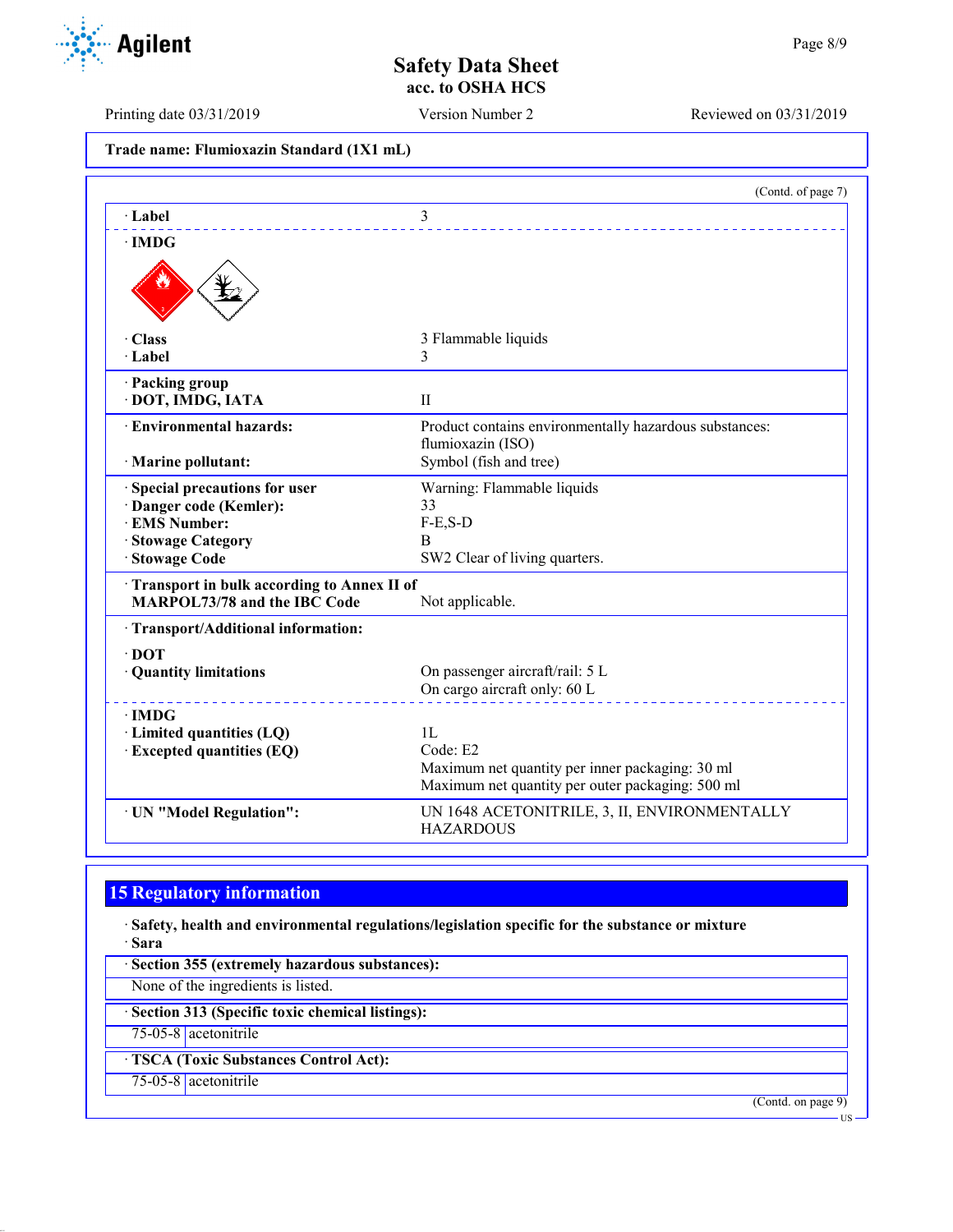**Trade name: Flumioxazin Standard (1X1 mL)**

(Contd. of page 7)

| | |
|---|---|
| · **Label** | 3 |
| · **IMDG** | |
| · **Class** | 3 Flammable liquids |
| · **Label** | 3 |
| · **Packing group** | |
| · **DOT, IMDG, IATA** | II |
| · **Environmental hazards:** | Product contains environmentally hazardous substances: flumioxazin (ISO) |
| · **Marine pollutant:** | Symbol (fish and tree) |
| · **Special precautions for user** | Warning: Flammable liquids |
| · **Danger code (Kemler):** | 33 |
| · **EMS Number:** | F-E,S-D |
| · **Stowage Category** | B |
| · **Stowage Code** | SW2 Clear of living quarters. |
| · **Transport in bulk according to Annex II of MARPOL73/78 and the IBC Code** | Not applicable. |
| · **Transport/Additional information:** | |
| · **DOT** | |
| · **Quantity limitations** | On passenger aircraft/rail: 5 L<br>On cargo aircraft only: 60 L |
| · **IMDG** | |
| · **Limited quantities (LQ)** | 1L |
| · **Excepted quantities (EQ)** | Code: E2<br>Maximum net quantity per inner packaging: 30 ml<br>Maximum net quantity per outer packaging: 500 ml |
| · **UN "Model Regulation":** | UN 1648 ACETONITRILE, 3, II, ENVIRONMENTALLY HAZARDOUS |

## 15 Regulatory information

· **Safety, health and environmental regulations/legislation specific for the substance or mixture**
· **Sara**

· **Section 355 (extremely hazardous substances):**

None of the ingredients is listed.

· **Section 313 (Specific toxic chemical listings):**

| | |
|---|---|
| 75-05-8 | acetonitrile |

· **TSCA (Toxic Substances Control Act):**

| | |
|---|---|
| 75-05-8 | acetonitrile |

(Contd. on page 9)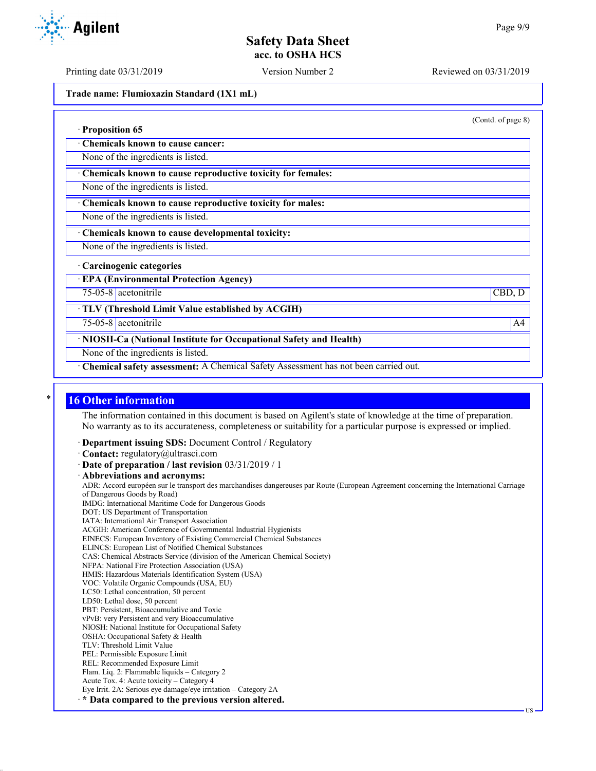Trade name: Flumioxazin Standard (1X1 mL)

(Contd. of page 8)

· **Proposition 65**

· **Chemicals known to cause cancer:**

None of the ingredients is listed.

· **Chemicals known to cause reproductive toxicity for females:**

None of the ingredients is listed.

· **Chemicals known to cause reproductive toxicity for males:**

None of the ingredients is listed.

· **Chemicals known to cause developmental toxicity:**

None of the ingredients is listed.

· **Carcinogenic categories**

· **EPA (Environmental Protection Agency)**

| | | |
|---|---|---|
| 75-05-8 | acetonitrile | CBD, D |

· **TLV (Threshold Limit Value established by ACGIH)**

| | | |
|---|---|---|
| 75-05-8 | acetonitrile | A4 |

· **NIOSH-Ca (National Institute for Occupational Safety and Health)**

None of the ingredients is listed.

· **Chemical safety assessment:** A Chemical Safety Assessment has not been carried out.

## * 16 Other information

The information contained in this document is based on Agilent's state of knowledge at the time of preparation. No warranty as to its accurateness, completeness or suitability for a particular purpose is expressed or implied.

· **Department issuing SDS:** Document Control / Regulatory
· **Contact:** regulatory@ultrasci.com
· **Date of preparation / last revision** 03/31/2019 / 1
· **Abbreviations and acronyms:**

ADR: Accord européen sur le transport des marchandises dangereuses par Route (European Agreement concerning the International Carriage of Dangerous Goods by Road)
IMDG: International Maritime Code for Dangerous Goods
DOT: US Department of Transportation
IATA: International Air Transport Association
ACGIH: American Conference of Governmental Industrial Hygienists
EINECS: European Inventory of Existing Commercial Chemical Substances
ELINCS: European List of Notified Chemical Substances
CAS: Chemical Abstracts Service (division of the American Chemical Society)
NFPA: National Fire Protection Association (USA)
HMIS: Hazardous Materials Identification System (USA)
VOC: Volatile Organic Compounds (USA, EU)
LC50: Lethal concentration, 50 percent
LD50: Lethal dose, 50 percent
PBT: Persistent, Bioaccumulative and Toxic
vPvB: very Persistent and very Bioaccumulative
NIOSH: National Institute for Occupational Safety
OSHA: Occupational Safety & Health
TLV: Threshold Limit Value
PEL: Permissible Exposure Limit
REL: Recommended Exposure Limit
Flam. Liq. 2: Flammable liquids – Category 2
Acute Tox. 4: Acute toxicity – Category 4
Eye Irrit. 2A: Serious eye damage/eye irritation – Category 2A

· **\* Data compared to the previous version altered.**